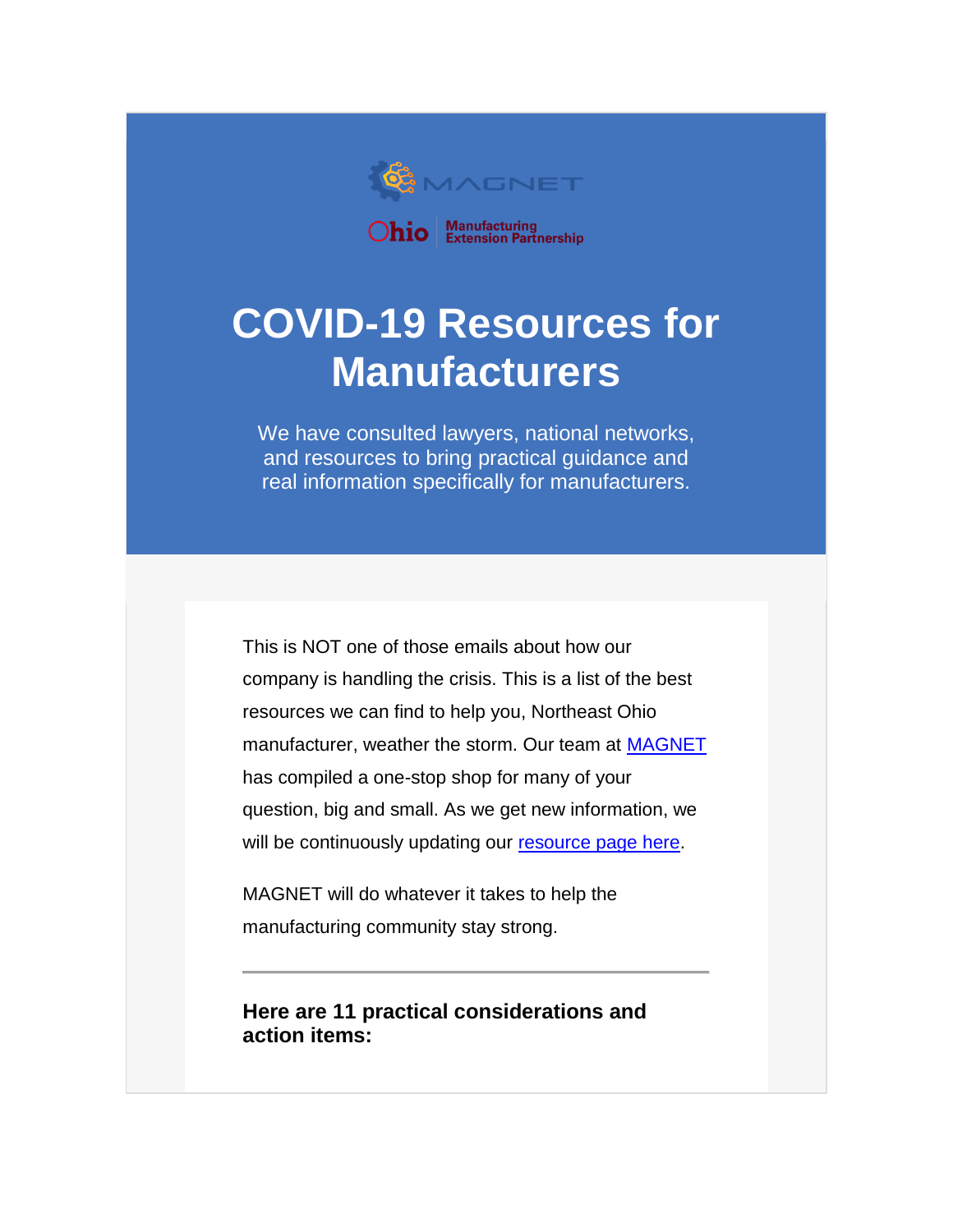MAGNET

Ohio Manufacturing Extension Partnership

# COVID-19 Resources for Manufacturers

We have consulted lawyers, national networks, and resources to bring practical guidance and real information specifically for manufacturers.

This is NOT one of those emails about how our company is handling the crisis. This is a list of the best resources we can find to help you, Northeast Ohio manufacturer, weather the storm. Our team at MAGNET has compiled a one-stop shop for many of your question, big and small. As we get new information, we will be continuously updating our resource page here.

MAGNET will do whatever it takes to help the manufacturing community stay strong.

---

**Here are 11 practical considerations and action items:**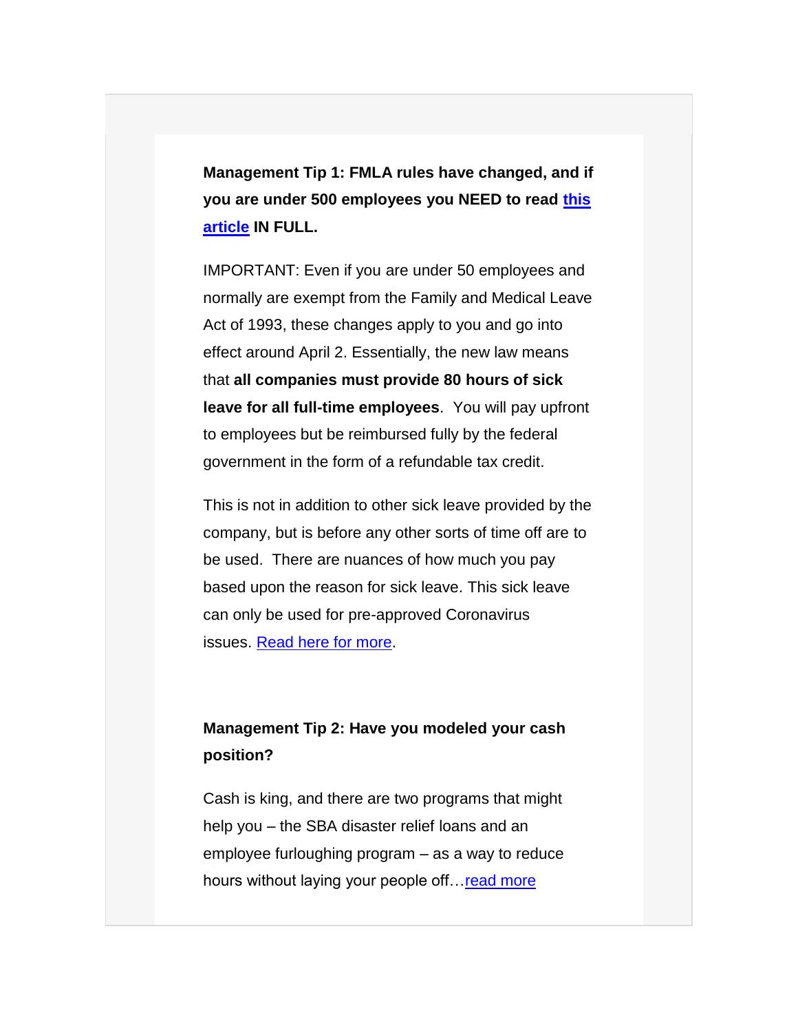**Management Tip 1: FMLA rules have changed, and if you are under 500 employees you NEED to read this article IN FULL.**

IMPORTANT: Even if you are under 50 employees and normally are exempt from the Family and Medical Leave Act of 1993, these changes apply to you and go into effect around April 2. Essentially, the new law means that **all companies must provide 80 hours of sick leave for all full-time employees**. You will pay upfront to employees but be reimbursed fully by the federal government in the form of a refundable tax credit.

This is not in addition to other sick leave provided by the company, but is before any other sorts of time off are to be used. There are nuances of how much you pay based upon the reason for sick leave. This sick leave can only be used for pre-approved Coronavirus issues. Read here for more.

**Management Tip 2: Have you modeled your cash position?**

Cash is king, and there are two programs that might help you – the SBA disaster relief loans and an employee furloughing program – as a way to reduce hours without laying your people off…read more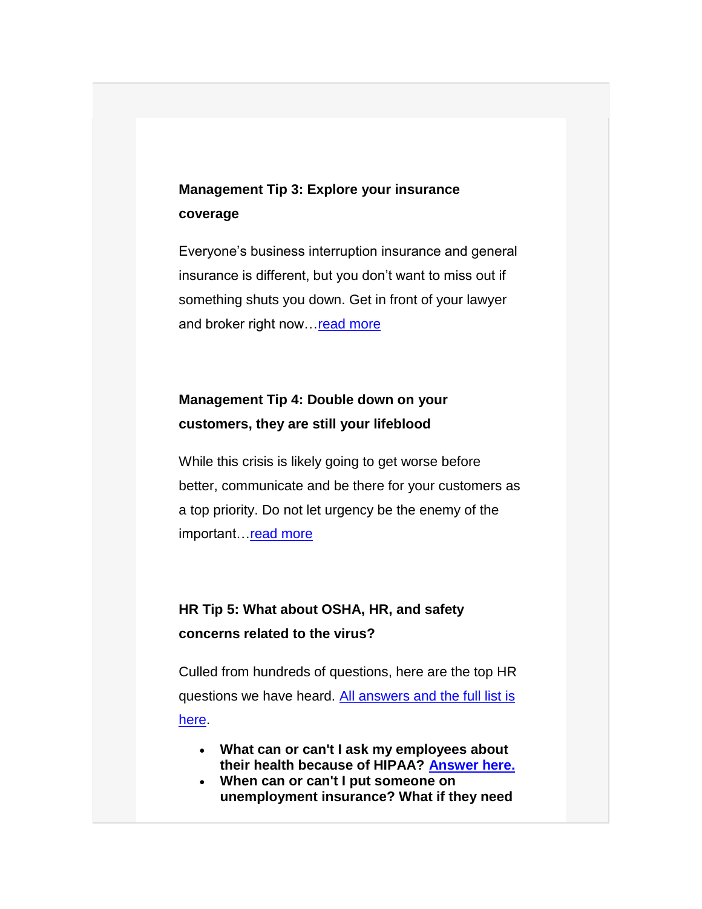**Management Tip 3: Explore your insurance coverage**

Everyone's business interruption insurance and general insurance is different, but you don't want to miss out if something shuts you down. Get in front of your lawyer and broker right now…read more

**Management Tip 4: Double down on your customers, they are still your lifeblood**

While this crisis is likely going to get worse before better, communicate and be there for your customers as a top priority. Do not let urgency be the enemy of the important…read more

**HR Tip 5: What about OSHA, HR, and safety concerns related to the virus?**

Culled from hundreds of questions, here are the top HR questions we have heard. All answers and the full list is here.

- **What can or can't I ask my employees about their health because of HIPAA? Answer here.**
- **When can or can't I put someone on unemployment insurance? What if they need**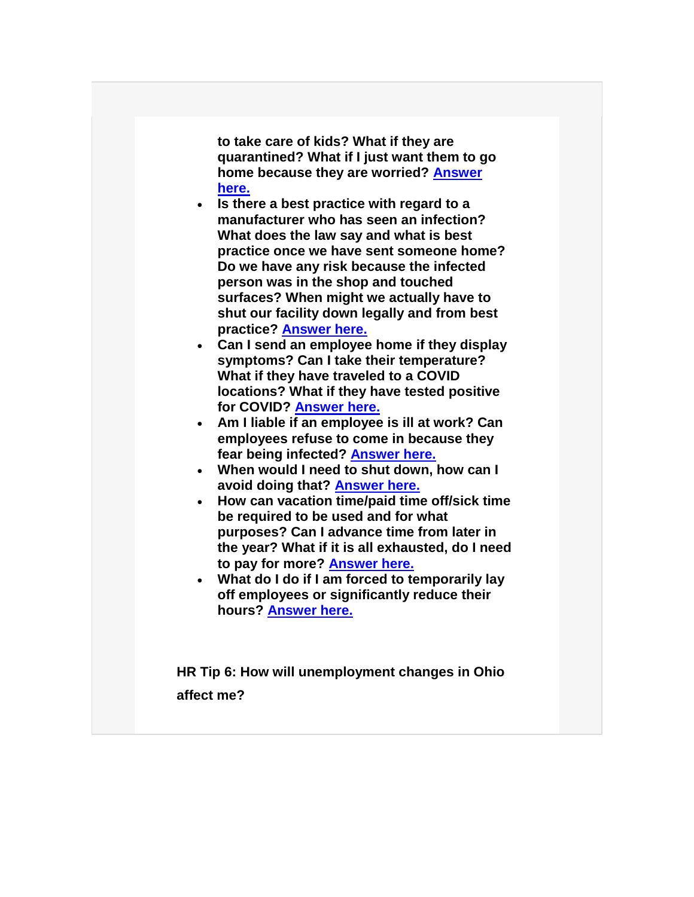**to take care of kids? What if they are quarantined? What if I just want them to go home because they are worried? Answer here.**

- **Is there a best practice with regard to a manufacturer who has seen an infection? What does the law say and what is best practice once we have sent someone home? Do we have any risk because the infected person was in the shop and touched surfaces? When might we actually have to shut our facility down legally and from best practice? Answer here.**
- **Can I send an employee home if they display symptoms? Can I take their temperature? What if they have traveled to a COVID locations? What if they have tested positive for COVID? Answer here.**
- **Am I liable if an employee is ill at work? Can employees refuse to come in because they fear being infected? Answer here.**
- **When would I need to shut down, how can I avoid doing that? Answer here.**
- **How can vacation time/paid time off/sick time be required to be used and for what purposes? Can I advance time from later in the year? What if it is all exhausted, do I need to pay for more? Answer here.**
- **What do I do if I am forced to temporarily lay off employees or significantly reduce their hours? Answer here.**

**HR Tip 6: How will unemployment changes in Ohio affect me?**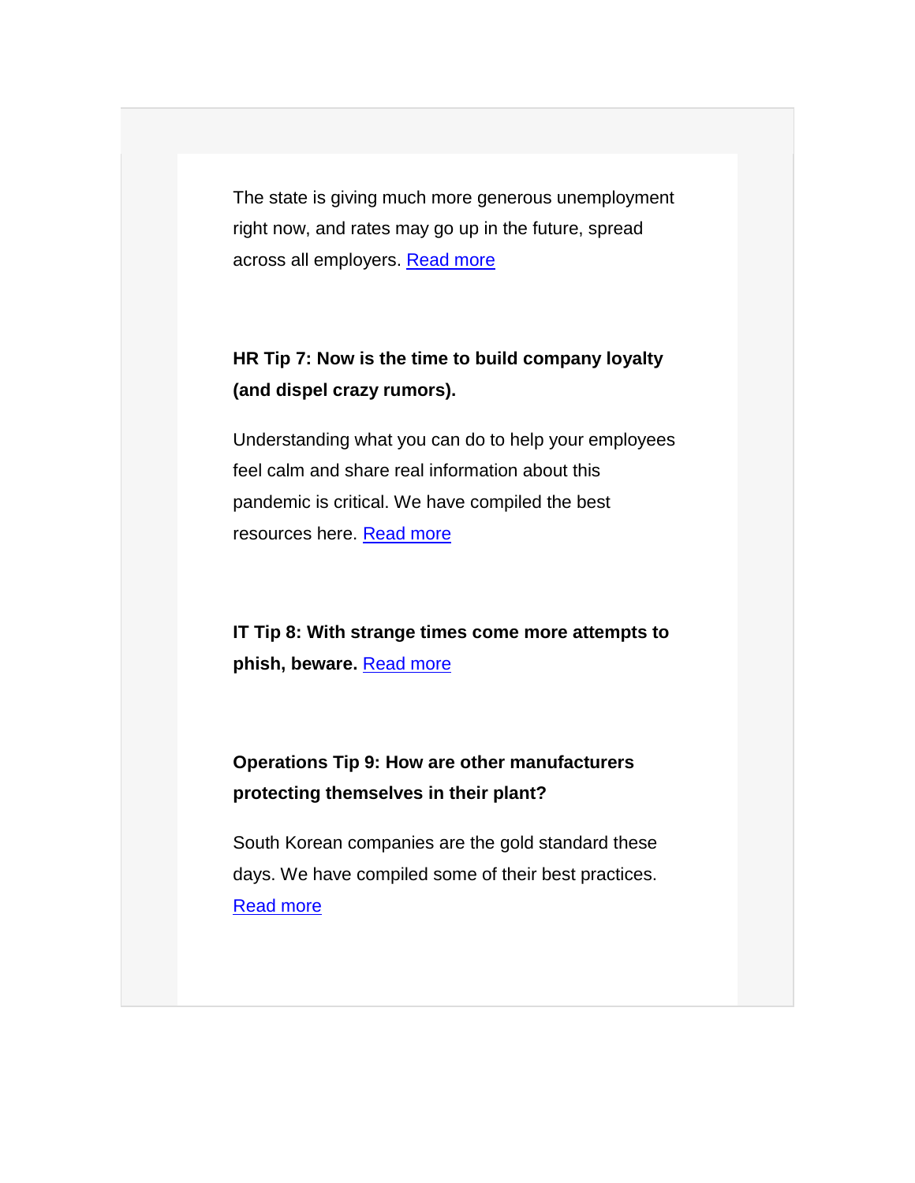The state is giving much more generous unemployment right now, and rates may go up in the future, spread across all employers. Read more

**HR Tip 7: Now is the time to build company loyalty (and dispel crazy rumors).**

Understanding what you can do to help your employees feel calm and share real information about this pandemic is critical. We have compiled the best resources here. Read more

**IT Tip 8: With strange times come more attempts to phish, beware.** Read more

**Operations Tip 9: How are other manufacturers protecting themselves in their plant?**

South Korean companies are the gold standard these days. We have compiled some of their best practices. Read more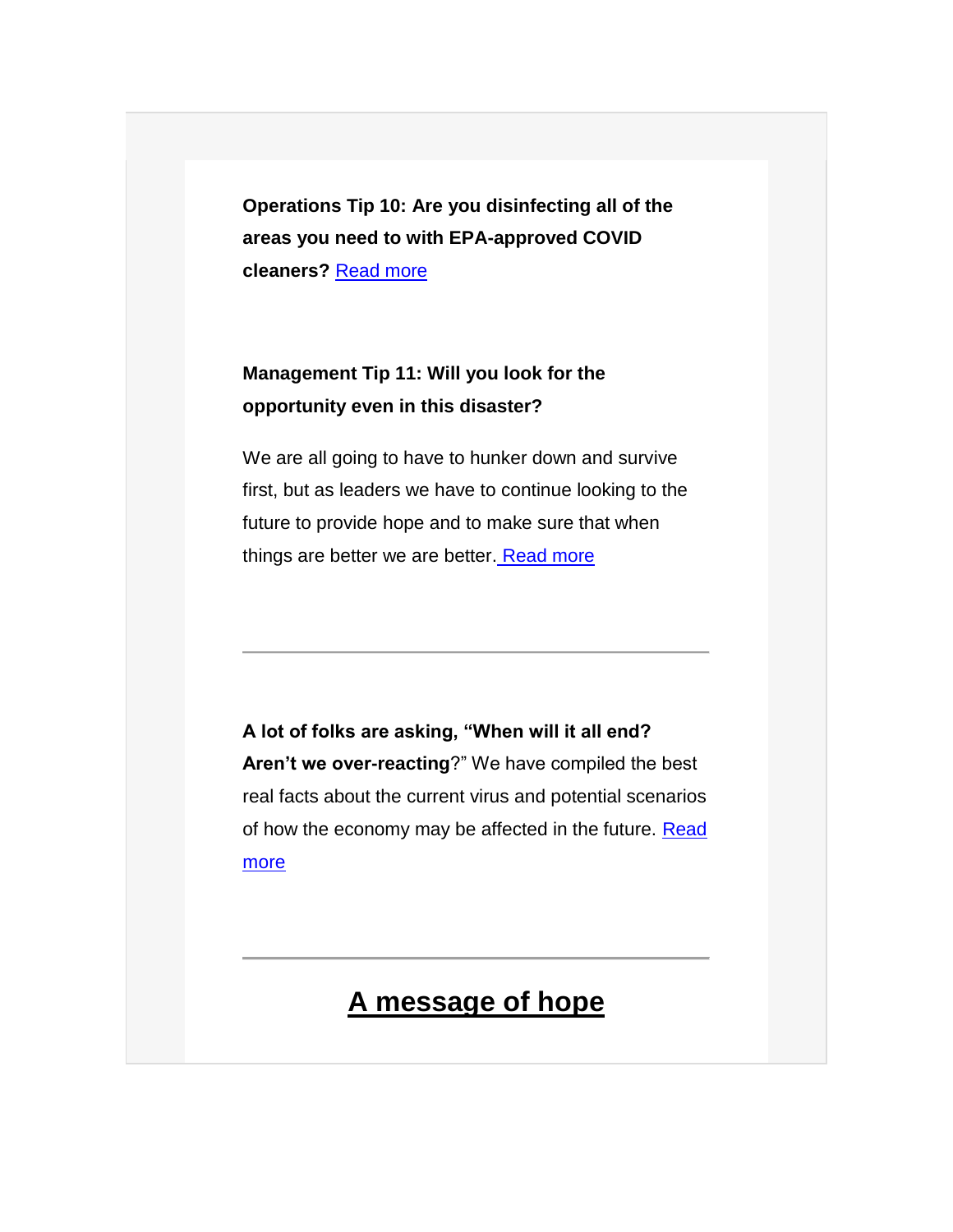**Operations Tip 10: Are you disinfecting all of the areas you need to with EPA-approved COVID cleaners?** Read more

**Management Tip 11: Will you look for the opportunity even in this disaster?**

We are all going to have to hunker down and survive first, but as leaders we have to continue looking to the future to provide hope and to make sure that when things are better we are better. Read more

---

**A lot of folks are asking, "When will it all end? Aren't we over-reacting**?" We have compiled the best real facts about the current virus and potential scenarios of how the economy may be affected in the future. Read more

---

## A message of hope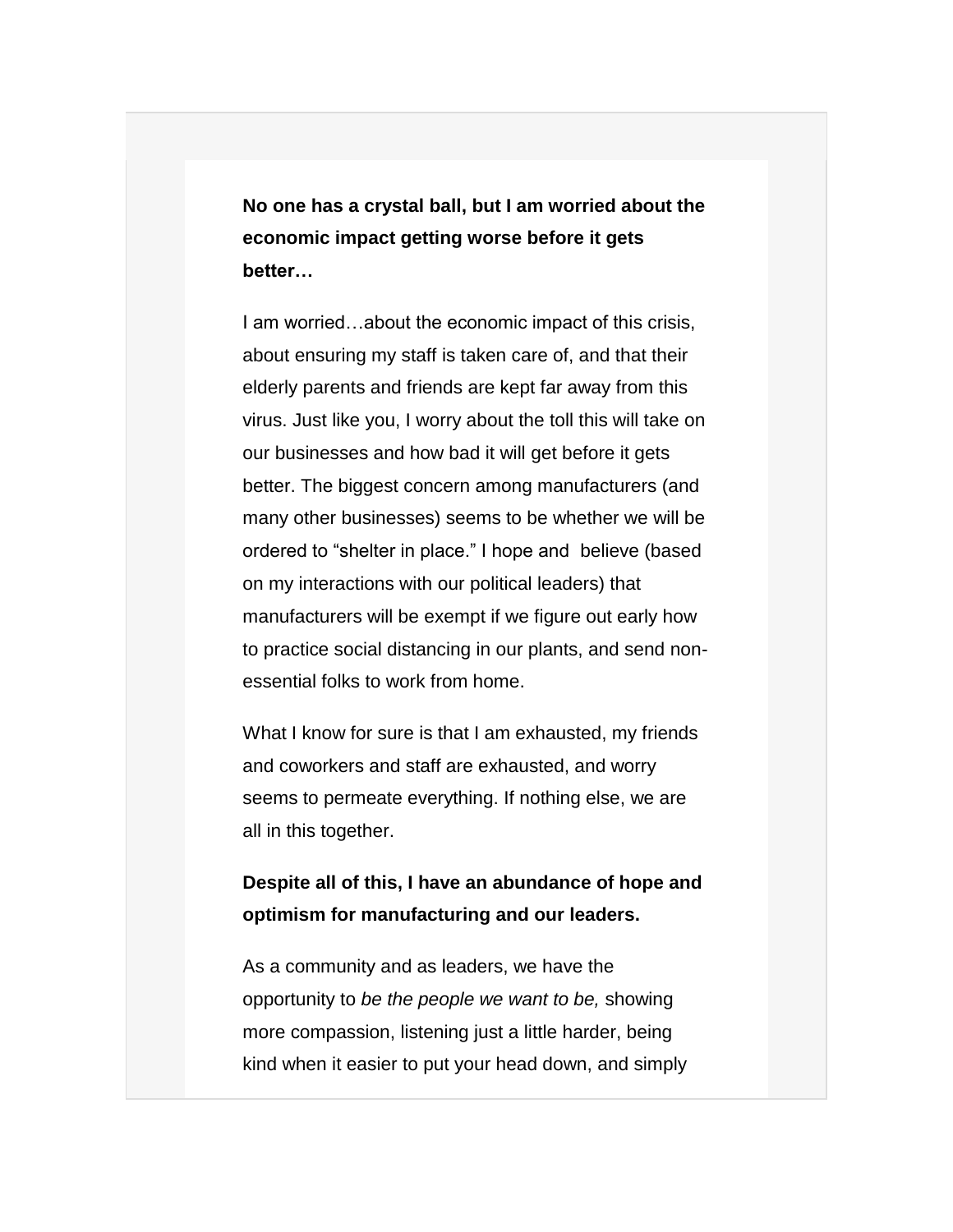**No one has a crystal ball, but I am worried about the economic impact getting worse before it gets better…**

I am worried…about the economic impact of this crisis, about ensuring my staff is taken care of, and that their elderly parents and friends are kept far away from this virus. Just like you, I worry about the toll this will take on our businesses and how bad it will get before it gets better. The biggest concern among manufacturers (and many other businesses) seems to be whether we will be ordered to "shelter in place." I hope and believe (based on my interactions with our political leaders) that manufacturers will be exempt if we figure out early how to practice social distancing in our plants, and send non-essential folks to work from home.

What I know for sure is that I am exhausted, my friends and coworkers and staff are exhausted, and worry seems to permeate everything. If nothing else, we are all in this together.

**Despite all of this, I have an abundance of hope and optimism for manufacturing and our leaders.**

As a community and as leaders, we have the opportunity to *be the people we want to be,* showing more compassion, listening just a little harder, being kind when it easier to put your head down, and simply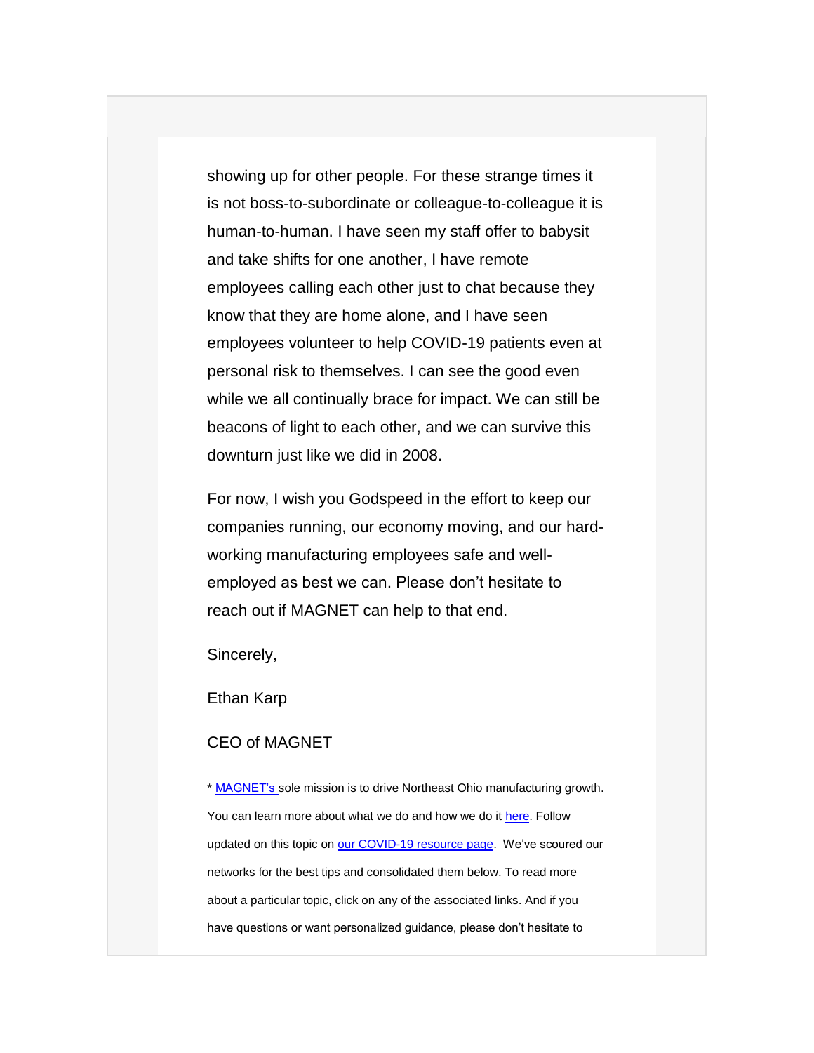showing up for other people. For these strange times it is not boss-to-subordinate or colleague-to-colleague it is human-to-human. I have seen my staff offer to babysit and take shifts for one another, I have remote employees calling each other just to chat because they know that they are home alone, and I have seen employees volunteer to help COVID-19 patients even at personal risk to themselves. I can see the good even while we all continually brace for impact. We can still be beacons of light to each other, and we can survive this downturn just like we did in 2008.

For now, I wish you Godspeed in the effort to keep our companies running, our economy moving, and our hard-working manufacturing employees safe and well-employed as best we can. Please don't hesitate to reach out if MAGNET can help to that end.

Sincerely,

Ethan Karp

CEO of MAGNET

* MAGNET's sole mission is to drive Northeast Ohio manufacturing growth. You can learn more about what we do and how we do it here. Follow updated on this topic on our COVID-19 resource page. We've scoured our networks for the best tips and consolidated them below. To read more about a particular topic, click on any of the associated links. And if you have questions or want personalized guidance, please don't hesitate to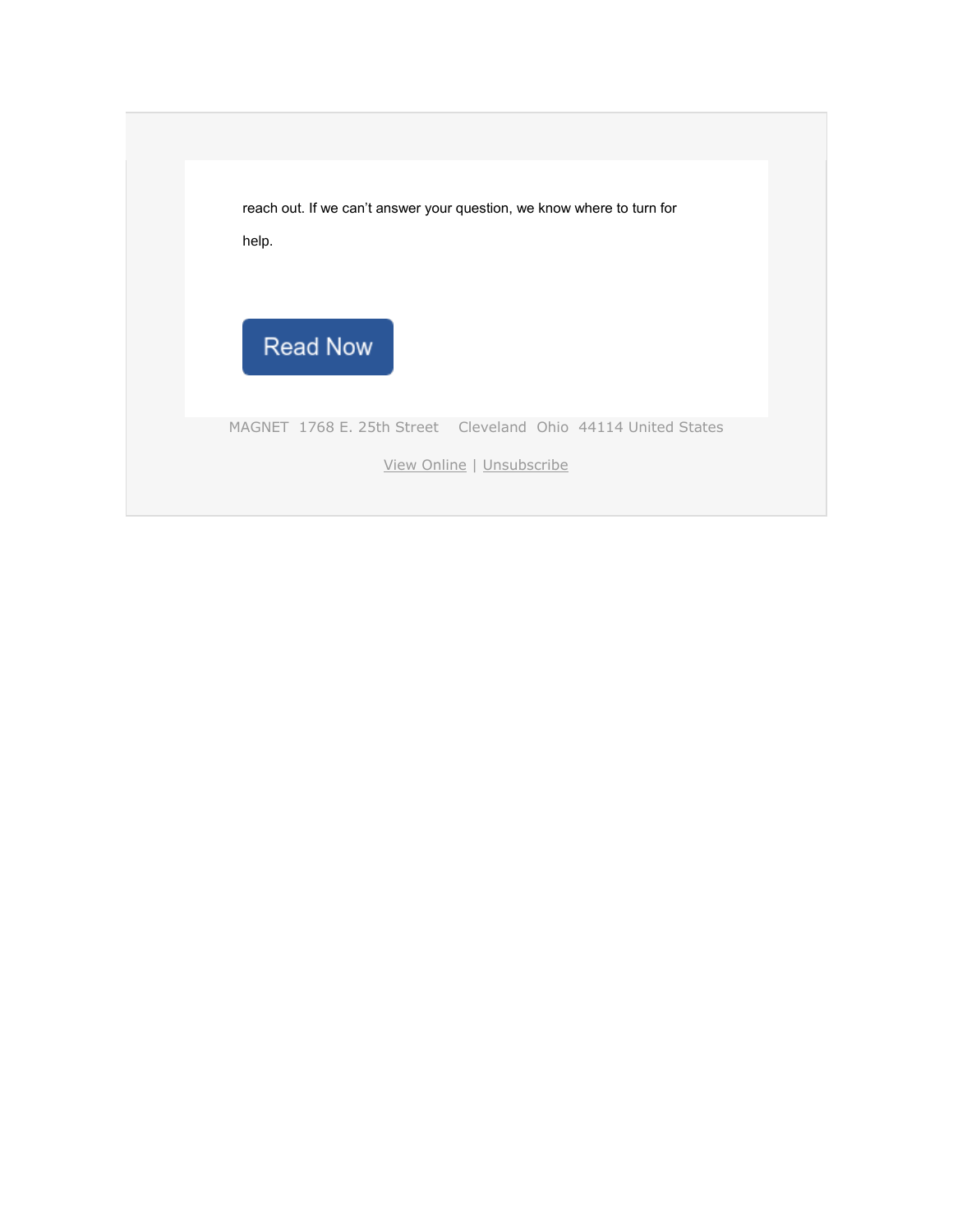reach out. If we can't answer your question, we know where to turn for help.

Read Now

MAGNET 1768 E. 25th Street Cleveland Ohio 44114 United States

View Online | Unsubscribe